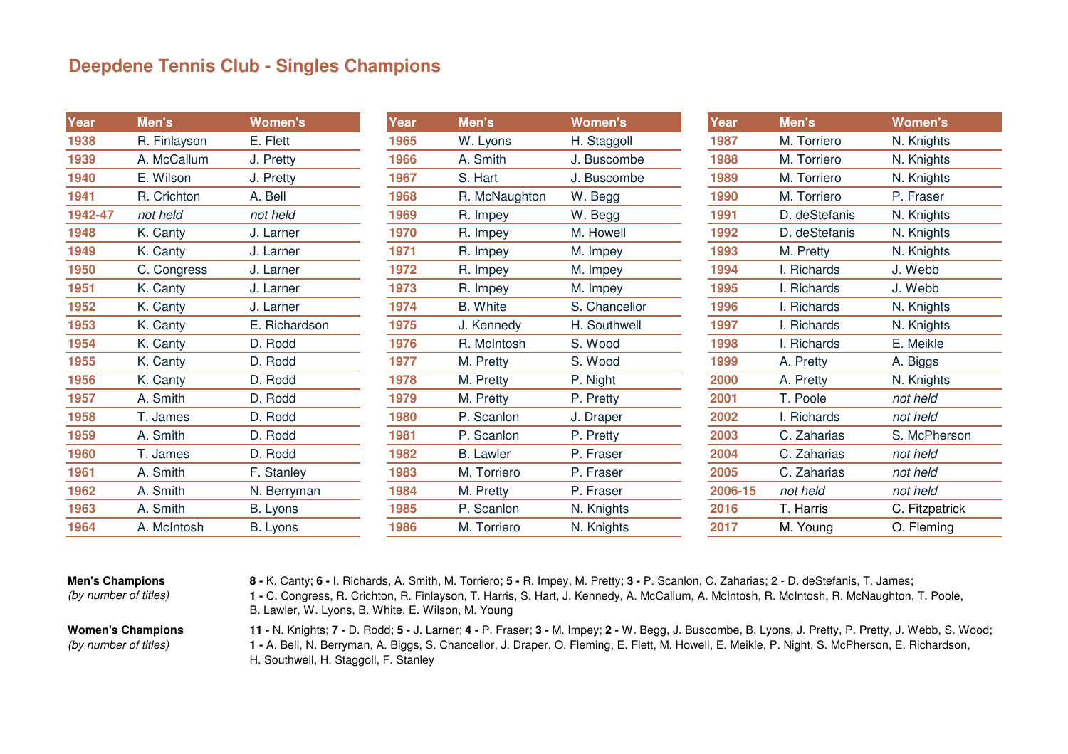# Deepdene Tennis Club - Singles Champions

| Year | Men's | Women's |
|---|---|---|
| 1938 | R. Finlayson | E. Flett |
| 1939 | A. McCallum | J. Pretty |
| 1940 | E. Wilson | J. Pretty |
| 1941 | R. Crichton | A. Bell |
| 1942-47 | *not held* | *not held* |
| 1948 | K. Canty | J. Larner |
| 1949 | K. Canty | J. Larner |
| 1950 | C. Congress | J. Larner |
| 1951 | K. Canty | J. Larner |
| 1952 | K. Canty | J. Larner |
| 1953 | K. Canty | E. Richardson |
| 1954 | K. Canty | D. Rodd |
| 1955 | K. Canty | D. Rodd |
| 1956 | K. Canty | D. Rodd |
| 1957 | A. Smith | D. Rodd |
| 1958 | T. James | D. Rodd |
| 1959 | A. Smith | D. Rodd |
| 1960 | T. James | D. Rodd |
| 1961 | A. Smith | F. Stanley |
| 1962 | A. Smith | N. Berryman |
| 1963 | A. Smith | B. Lyons |
| 1964 | A. McIntosh | B. Lyons |
| 1965 | W. Lyons | H. Staggoll |
| 1966 | A. Smith | J. Buscombe |
| 1967 | S. Hart | J. Buscombe |
| 1968 | R. McNaughton | W. Begg |
| 1969 | R. Impey | W. Begg |
| 1970 | R. Impey | M. Howell |
| 1971 | R. Impey | M. Impey |
| 1972 | R. Impey | M. Impey |
| 1973 | R. Impey | M. Impey |
| 1974 | B. White | S. Chancellor |
| 1975 | J. Kennedy | H. Southwell |
| 1976 | R. McIntosh | S. Wood |
| 1977 | M. Pretty | S. Wood |
| 1978 | M. Pretty | P. Night |
| 1979 | M. Pretty | P. Pretty |
| 1980 | P. Scanlon | J. Draper |
| 1981 | P. Scanlon | P. Pretty |
| 1982 | B. Lawler | P. Fraser |
| 1983 | M. Torriero | P. Fraser |
| 1984 | M. Pretty | P. Fraser |
| 1985 | P. Scanlon | N. Knights |
| 1986 | M. Torriero | N. Knights |
| 1987 | M. Torriero | N. Knights |
| 1988 | M. Torriero | N. Knights |
| 1989 | M. Torriero | N. Knights |
| 1990 | M. Torriero | P. Fraser |
| 1991 | D. deStefanis | N. Knights |
| 1992 | D. deStefanis | N. Knights |
| 1993 | M. Pretty | N. Knights |
| 1994 | I. Richards | J. Webb |
| 1995 | I. Richards | J. Webb |
| 1996 | I. Richards | N. Knights |
| 1997 | I. Richards | N. Knights |
| 1998 | I. Richards | E. Meikle |
| 1999 | A. Pretty | A. Biggs |
| 2000 | A. Pretty | N. Knights |
| 2001 | T. Poole | *not held* |
| 2002 | I. Richards | *not held* |
| 2003 | C. Zaharias | S. McPherson |
| 2004 | C. Zaharias | *not held* |
| 2005 | C. Zaharias | *not held* |
| 2006-15 | *not held* | *not held* |
| 2016 | T. Harris | C. Fitzpatrick |
| 2017 | M. Young | O. Fleming |

**Men's Champions**
*(by number of titles)*

**8 -** K. Canty; **6 -** I. Richards, A. Smith, M. Torriero; **5 -** R. Impey, M. Pretty; **3 -** P. Scanlon, C. Zaharias; 2 - D. deStefanis, T. James;
**1 -** C. Congress, R. Crichton, R. Finlayson, T. Harris, S. Hart, J. Kennedy, A. McCallum, A. McIntosh, R. McIntosh, R. McNaughton, T. Poole, B. Lawler, W. Lyons, B. White, E. Wilson, M. Young

**Women's Champions**
*(by number of titles)*

**11 -** N. Knights; **7 -** D. Rodd; **5 -** J. Larner; **4 -** P. Fraser; **3 -** M. Impey; **2 -** W. Begg, J. Buscombe, B. Lyons, J. Pretty, P. Pretty, J. Webb, S. Wood;
**1 -** A. Bell, N. Berryman, A. Biggs, S. Chancellor, J. Draper, O. Fleming, E. Flett, M. Howell, E. Meikle, P. Night, S. McPherson, E. Richardson, H. Southwell, H. Staggoll, F. Stanley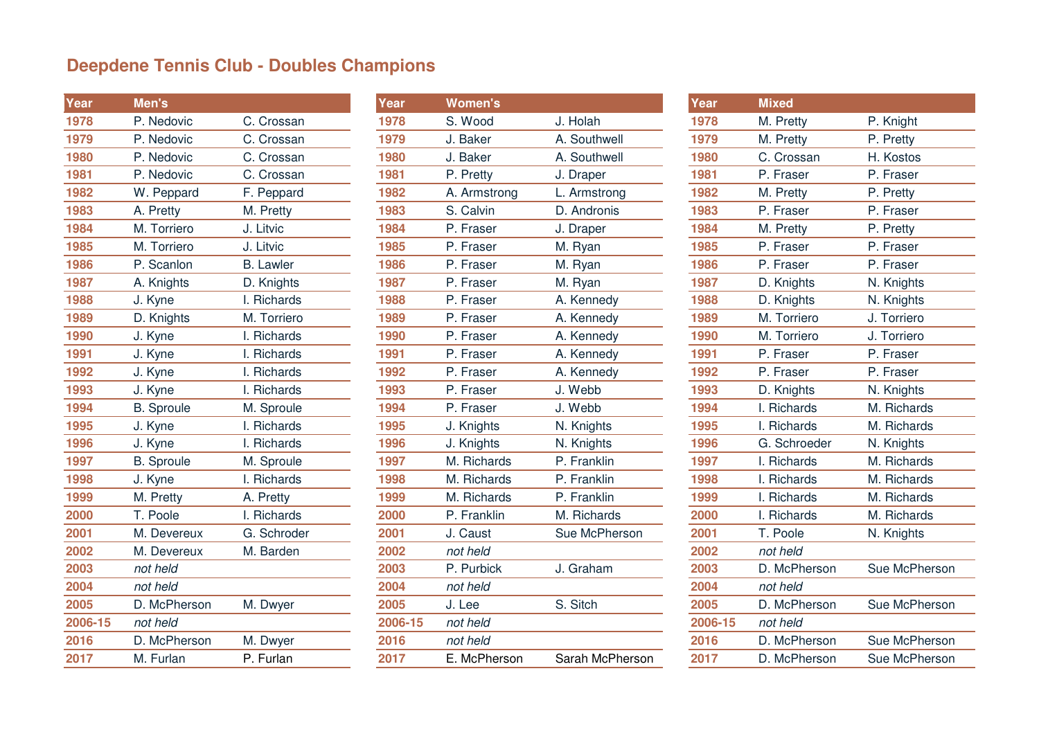## Deepdene Tennis Club - Doubles Champions

| Year | Men's | |
|---|---|---|
| 1978 | P. Nedovic | C. Crossan |
| 1979 | P. Nedovic | C. Crossan |
| 1980 | P. Nedovic | C. Crossan |
| 1981 | P. Nedovic | C. Crossan |
| 1982 | W. Peppard | F. Peppard |
| 1983 | A. Pretty | M. Pretty |
| 1984 | M. Torriero | J. Litvic |
| 1985 | M. Torriero | J. Litvic |
| 1986 | P. Scanlon | B. Lawler |
| 1987 | A. Knights | D. Knights |
| 1988 | J. Kyne | I. Richards |
| 1989 | D. Knights | M. Torriero |
| 1990 | J. Kyne | I. Richards |
| 1991 | J. Kyne | I. Richards |
| 1992 | J. Kyne | I. Richards |
| 1993 | J. Kyne | I. Richards |
| 1994 | B. Sproule | M. Sproule |
| 1995 | J. Kyne | I. Richards |
| 1996 | J. Kyne | I. Richards |
| 1997 | B. Sproule | M. Sproule |
| 1998 | J. Kyne | I. Richards |
| 1999 | M. Pretty | A. Pretty |
| 2000 | T. Poole | I. Richards |
| 2001 | M. Devereux | G. Schroder |
| 2002 | M. Devereux | M. Barden |
| 2003 | *not held* | |
| 2004 | *not held* | |
| 2005 | D. McPherson | M. Dwyer |
| 2006-15 | *not held* | |
| 2016 | D. McPherson | M. Dwyer |
| 2017 | M. Furlan | P. Furlan |

| Year | Women's | |
|---|---|---|
| 1978 | S. Wood | J. Holah |
| 1979 | J. Baker | A. Southwell |
| 1980 | J. Baker | A. Southwell |
| 1981 | P. Pretty | J. Draper |
| 1982 | A. Armstrong | L. Armstrong |
| 1983 | S. Calvin | D. Andronis |
| 1984 | P. Fraser | J. Draper |
| 1985 | P. Fraser | M. Ryan |
| 1986 | P. Fraser | M. Ryan |
| 1987 | P. Fraser | M. Ryan |
| 1988 | P. Fraser | A. Kennedy |
| 1989 | P. Fraser | A. Kennedy |
| 1990 | P. Fraser | A. Kennedy |
| 1991 | P. Fraser | A. Kennedy |
| 1992 | P. Fraser | A. Kennedy |
| 1993 | P. Fraser | J. Webb |
| 1994 | P. Fraser | J. Webb |
| 1995 | J. Knights | N. Knights |
| 1996 | J. Knights | N. Knights |
| 1997 | M. Richards | P. Franklin |
| 1998 | M. Richards | P. Franklin |
| 1999 | M. Richards | P. Franklin |
| 2000 | P. Franklin | M. Richards |
| 2001 | J. Caust | Sue McPherson |
| 2002 | *not held* | |
| 2003 | P. Purbick | J. Graham |
| 2004 | *not held* | |
| 2005 | J. Lee | S. Sitch |
| 2006-15 | *not held* | |
| 2016 | *not held* | |
| 2017 | E. McPherson | Sarah McPherson |

| Year | Mixed | |
|---|---|---|
| 1978 | M. Pretty | P. Knight |
| 1979 | M. Pretty | P. Pretty |
| 1980 | C. Crossan | H. Kostos |
| 1981 | P. Fraser | P. Fraser |
| 1982 | M. Pretty | P. Pretty |
| 1983 | P. Fraser | P. Fraser |
| 1984 | M. Pretty | P. Pretty |
| 1985 | P. Fraser | P. Fraser |
| 1986 | P. Fraser | P. Fraser |
| 1987 | D. Knights | N. Knights |
| 1988 | D. Knights | N. Knights |
| 1989 | M. Torriero | J. Torriero |
| 1990 | M. Torriero | J. Torriero |
| 1991 | P. Fraser | P. Fraser |
| 1992 | P. Fraser | P. Fraser |
| 1993 | D. Knights | N. Knights |
| 1994 | I. Richards | M. Richards |
| 1995 | I. Richards | M. Richards |
| 1996 | G. Schroeder | N. Knights |
| 1997 | I. Richards | M. Richards |
| 1998 | I. Richards | M. Richards |
| 1999 | I. Richards | M. Richards |
| 2000 | I. Richards | M. Richards |
| 2001 | T. Poole | N. Knights |
| 2002 | *not held* | |
| 2003 | D. McPherson | Sue McPherson |
| 2004 | *not held* | |
| 2005 | D. McPherson | Sue McPherson |
| 2006-15 | *not held* | |
| 2016 | D. McPherson | Sue McPherson |
| 2017 | D. McPherson | Sue McPherson |